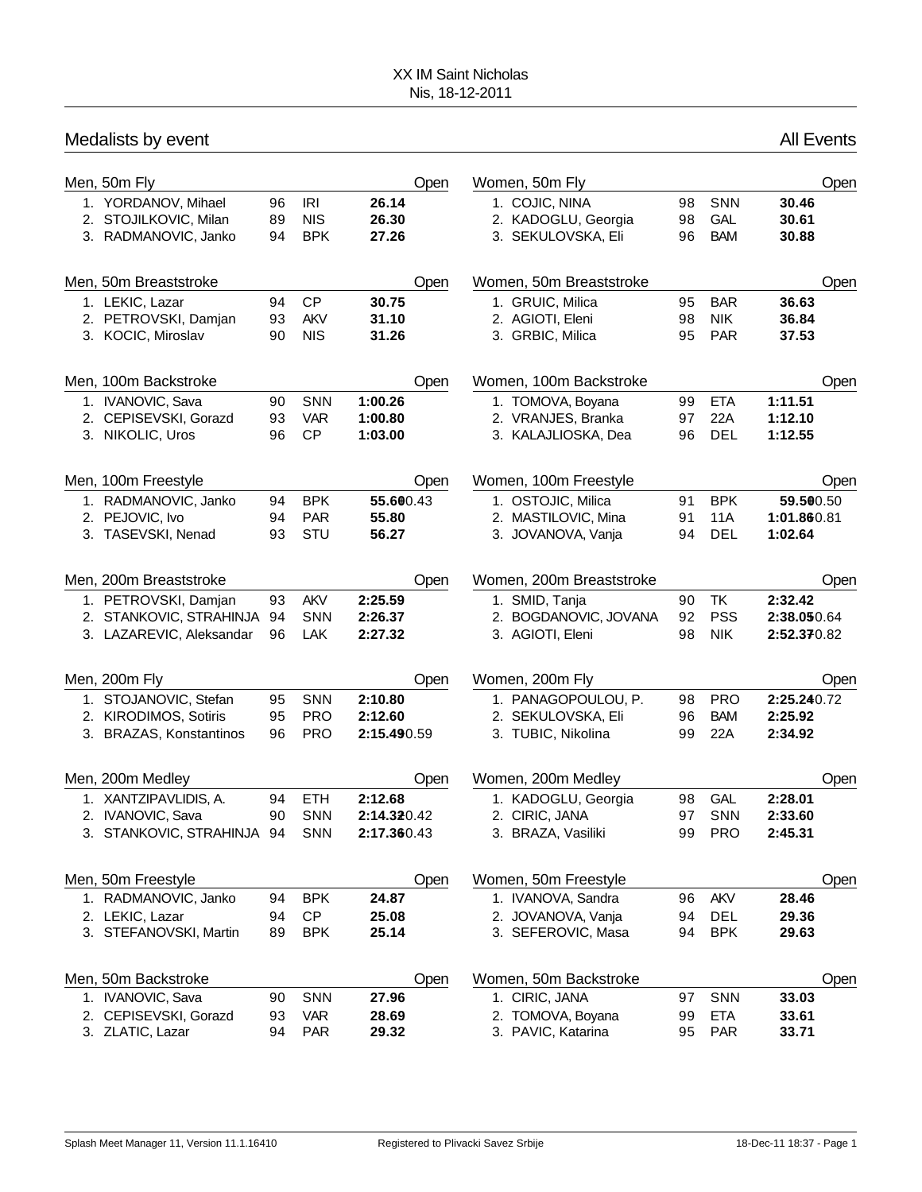XX IM Saint Nicholas
Nis, 18-12-2011

## Medalists by event

All Events

### Men, 50m Fly — Open

| | Name | YB | Club | Time |
|---|---|---|---|---|
| 1. | YORDANOV, Mihael | 96 | IRI | 26.14 |
| 2. | STOJILKOVIC, Milan | 89 | NIS | 26.30 |
| 3. | RADMANOVIC, Janko | 94 | BPK | 27.26 |

### Men, 50m Breaststroke — Open

| | Name | YB | Club | Time |
|---|---|---|---|---|
| 1. | LEKIC, Lazar | 94 | CP | 30.75 |
| 2. | PETROVSKI, Damjan | 93 | AKV | 31.10 |
| 3. | KOCIC, Miroslav | 90 | NIS | 31.26 |

### Men, 100m Backstroke — Open

| | Name | YB | Club | Time |
|---|---|---|---|---|
| 1. | IVANOVIC, Sava | 90 | SNN | 1:00.26 |
| 2. | CEPISEVSKI, Gorazd | 93 | VAR | 1:00.80 |
| 3. | NIKOLIC, Uros | 96 | CP | 1:03.00 |

### Men, 100m Freestyle — Open

| | Name | YB | Club | Time |
|---|---|---|---|---|
| 1. | RADMANOVIC, Janko | 94 | BPK | 55.6000.43 |
| 2. | PEJOVIC, Ivo | 94 | PAR | 55.80 |
| 3. | TASEVSKI, Nenad | 93 | STU | 56.27 |

### Men, 200m Breaststroke — Open

| | Name | YB | Club | Time |
|---|---|---|---|---|
| 1. | PETROVSKI, Damjan | 93 | AKV | 2:25.59 |
| 2. | STANKOVIC, STRAHINJA | 94 | SNN | 2:26.37 |
| 3. | LAZAREVIC, Aleksandar | 96 | LAK | 2:27.32 |

### Men, 200m Fly — Open

| | Name | YB | Club | Time |
|---|---|---|---|---|
| 1. | STOJANOVIC, Stefan | 95 | SNN | 2:10.80 |
| 2. | KIRODIMOS, Sotiris | 95 | PRO | 2:12.60 |
| 3. | BRAZAS, Konstantinos | 96 | PRO | 2:15.4900.59 |

### Men, 200m Medley — Open

| | Name | YB | Club | Time |
|---|---|---|---|---|
| 1. | XANTZIPAVLIDIS, A. | 94 | ETH | 2:12.68 |
| 2. | IVANOVIC, Sava | 90 | SNN | 2:14.3200.42 |
| 3. | STANKOVIC, STRAHINJA | 94 | SNN | 2:17.3600.43 |

### Men, 50m Freestyle — Open

| | Name | YB | Club | Time |
|---|---|---|---|---|
| 1. | RADMANOVIC, Janko | 94 | BPK | 24.87 |
| 2. | LEKIC, Lazar | 94 | CP | 25.08 |
| 3. | STEFANOVSKI, Martin | 89 | BPK | 25.14 |

### Men, 50m Backstroke — Open

| | Name | YB | Club | Time |
|---|---|---|---|---|
| 1. | IVANOVIC, Sava | 90 | SNN | 27.96 |
| 2. | CEPISEVSKI, Gorazd | 93 | VAR | 28.69 |
| 3. | ZLATIC, Lazar | 94 | PAR | 29.32 |

### Women, 50m Fly — Open

| | Name | YB | Club | Time |
|---|---|---|---|---|
| 1. | COJIC, NINA | 98 | SNN | 30.46 |
| 2. | KADOGLU, Georgia | 98 | GAL | 30.61 |
| 3. | SEKULOVSKA, Eli | 96 | BAM | 30.88 |

### Women, 50m Breaststroke — Open

| | Name | YB | Club | Time |
|---|---|---|---|---|
| 1. | GRUIC, Milica | 95 | BAR | 36.63 |
| 2. | AGIOTI, Eleni | 98 | NIK | 36.84 |
| 3. | GRBIC, Milica | 95 | PAR | 37.53 |

### Women, 100m Backstroke — Open

| | Name | YB | Club | Time |
|---|---|---|---|---|
| 1. | TOMOVA, Boyana | 99 | ETA | 1:11.51 |
| 2. | VRANJES, Branka | 97 | 22A | 1:12.10 |
| 3. | KALAJLIOSKA, Dea | 96 | DEL | 1:12.55 |

### Women, 100m Freestyle — Open

| | Name | YB | Club | Time |
|---|---|---|---|---|
| 1. | OSTOJIC, Milica | 91 | BPK | 59.5000.50 |
| 2. | MASTILOVIC, Mina | 91 | 11A | 1:01.8600.81 |
| 3. | JOVANOVA, Vanja | 94 | DEL | 1:02.64 |

### Women, 200m Breaststroke — Open

| | Name | YB | Club | Time |
|---|---|---|---|---|
| 1. | SMID, Tanja | 90 | TK | 2:32.42 |
| 2. | BOGDANOVIC, JOVANA | 92 | PSS | 2:38.0500.64 |
| 3. | AGIOTI, Eleni | 98 | NIK | 2:52.3700.82 |

### Women, 200m Fly — Open

| | Name | YB | Club | Time |
|---|---|---|---|---|
| 1. | PANAGOPOULOU, P. | 98 | PRO | 2:25.2400.72 |
| 2. | SEKULOVSKA, Eli | 96 | BAM | 2:25.92 |
| 3. | TUBIC, Nikolina | 99 | 22A | 2:34.92 |

### Women, 200m Medley — Open

| | Name | YB | Club | Time |
|---|---|---|---|---|
| 1. | KADOGLU, Georgia | 98 | GAL | 2:28.01 |
| 2. | CIRIC, JANA | 97 | SNN | 2:33.60 |
| 3. | BRAZA, Vasiliki | 99 | PRO | 2:45.31 |

### Women, 50m Freestyle — Open

| | Name | YB | Club | Time |
|---|---|---|---|---|
| 1. | IVANOVA, Sandra | 96 | AKV | 28.46 |
| 2. | JOVANOVA, Vanja | 94 | DEL | 29.36 |
| 3. | SEFEROVIC, Masa | 94 | BPK | 29.63 |

### Women, 50m Backstroke — Open

| | Name | YB | Club | Time |
|---|---|---|---|---|
| 1. | CIRIC, JANA | 97 | SNN | 33.03 |
| 2. | TOMOVA, Boyana | 99 | ETA | 33.61 |
| 3. | PAVIC, Katarina | 95 | PAR | 33.71 |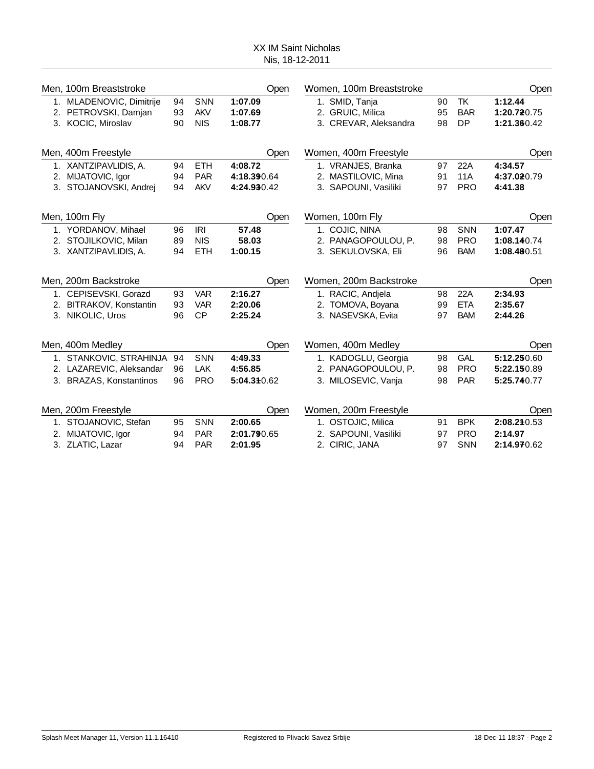XX IM Saint Nicholas
Nis, 18-12-2011

## Men, 100m Breaststroke — Open

| | | | | |
|---|---|---|---|---|
| 1. | MLADENOVIC, Dimitrije | 94 | SNN | **1:07.09** |
| 2. | PETROVSKI, Damjan | 93 | AKV | **1:07.69** |
| 3. | KOCIC, Miroslav | 90 | NIS | **1:08.77** |

## Men, 400m Freestyle — Open

| | | | | |
|---|---|---|---|---|
| 1. | XANTZIPAVLIDIS, A. | 94 | ETH | **4:08.72** |
| 2. | MIJATOVIC, Igor | 94 | PAR | **4:18.39** 0.64 |
| 3. | STOJANOVSKI, Andrej | 94 | AKV | **4:24.93** 0.42 |

## Men, 100m Fly — Open

| | | | | |
|---|---|---|---|---|
| 1. | YORDANOV, Mihael | 96 | IRI | **57.48** |
| 2. | STOJILKOVIC, Milan | 89 | NIS | **58.03** |
| 3. | XANTZIPAVLIDIS, A. | 94 | ETH | **1:00.15** |

## Men, 200m Backstroke — Open

| | | | | |
|---|---|---|---|---|
| 1. | CEPISEVSKI, Gorazd | 93 | VAR | **2:16.27** |
| 2. | BITRAKOV, Konstantin | 93 | VAR | **2:20.06** |
| 3. | NIKOLIC, Uros | 96 | CP | **2:25.24** |

## Men, 400m Medley — Open

| | | | | |
|---|---|---|---|---|
| 1. | STANKOVIC, STRAHINJA | 94 | SNN | **4:49.33** |
| 2. | LAZAREVIC, Aleksandar | 96 | LAK | **4:56.85** |
| 3. | BRAZAS, Konstantinos | 96 | PRO | **5:04.31** 0.62 |

## Men, 200m Freestyle — Open

| | | | | |
|---|---|---|---|---|
| 1. | STOJANOVIC, Stefan | 95 | SNN | **2:00.65** |
| 2. | MIJATOVIC, Igor | 94 | PAR | **2:01.79** 0.65 |
| 3. | ZLATIC, Lazar | 94 | PAR | **2:01.95** |

## Women, 100m Breaststroke — Open

| | | | | |
|---|---|---|---|---|
| 1. | SMID, Tanja | 90 | TK | **1:12.44** |
| 2. | GRUIC, Milica | 95 | BAR | **1:20.72** 0.75 |
| 3. | CREVAR, Aleksandra | 98 | DP | **1:21.36** 0.42 |

## Women, 400m Freestyle — Open

| | | | | |
|---|---|---|---|---|
| 1. | VRANJES, Branka | 97 | 22A | **4:34.57** |
| 2. | MASTILOVIC, Mina | 91 | 11A | **4:37.02** 0.79 |
| 3. | SAPOUNI, Vasiliki | 97 | PRO | **4:41.38** |

## Women, 100m Fly — Open

| | | | | |
|---|---|---|---|---|
| 1. | COJIC, NINA | 98 | SNN | **1:07.47** |
| 2. | PANAGOPOULOU, P. | 98 | PRO | **1:08.14** 0.74 |
| 3. | SEKULOVSKA, Eli | 96 | BAM | **1:08.48** 0.51 |

## Women, 200m Backstroke — Open

| | | | | |
|---|---|---|---|---|
| 1. | RACIC, Andjela | 98 | 22A | **2:34.93** |
| 2. | TOMOVA, Boyana | 99 | ETA | **2:35.67** |
| 3. | NASEVSKA, Evita | 97 | BAM | **2:44.26** |

## Women, 400m Medley — Open

| | | | | |
|---|---|---|---|---|
| 1. | KADOGLU, Georgia | 98 | GAL | **5:12.25** 0.60 |
| 2. | PANAGOPOULOU, P. | 98 | PRO | **5:22.15** 0.89 |
| 3. | MILOSEVIC, Vanja | 98 | PAR | **5:25.74** 0.77 |

## Women, 200m Freestyle — Open

| | | | | |
|---|---|---|---|---|
| 1. | OSTOJIC, Milica | 91 | BPK | **2:08.21** 0.53 |
| 2. | SAPOUNI, Vasiliki | 97 | PRO | **2:14.97** |
| 2. | CIRIC, JANA | 97 | SNN | **2:14.97** 0.62 |